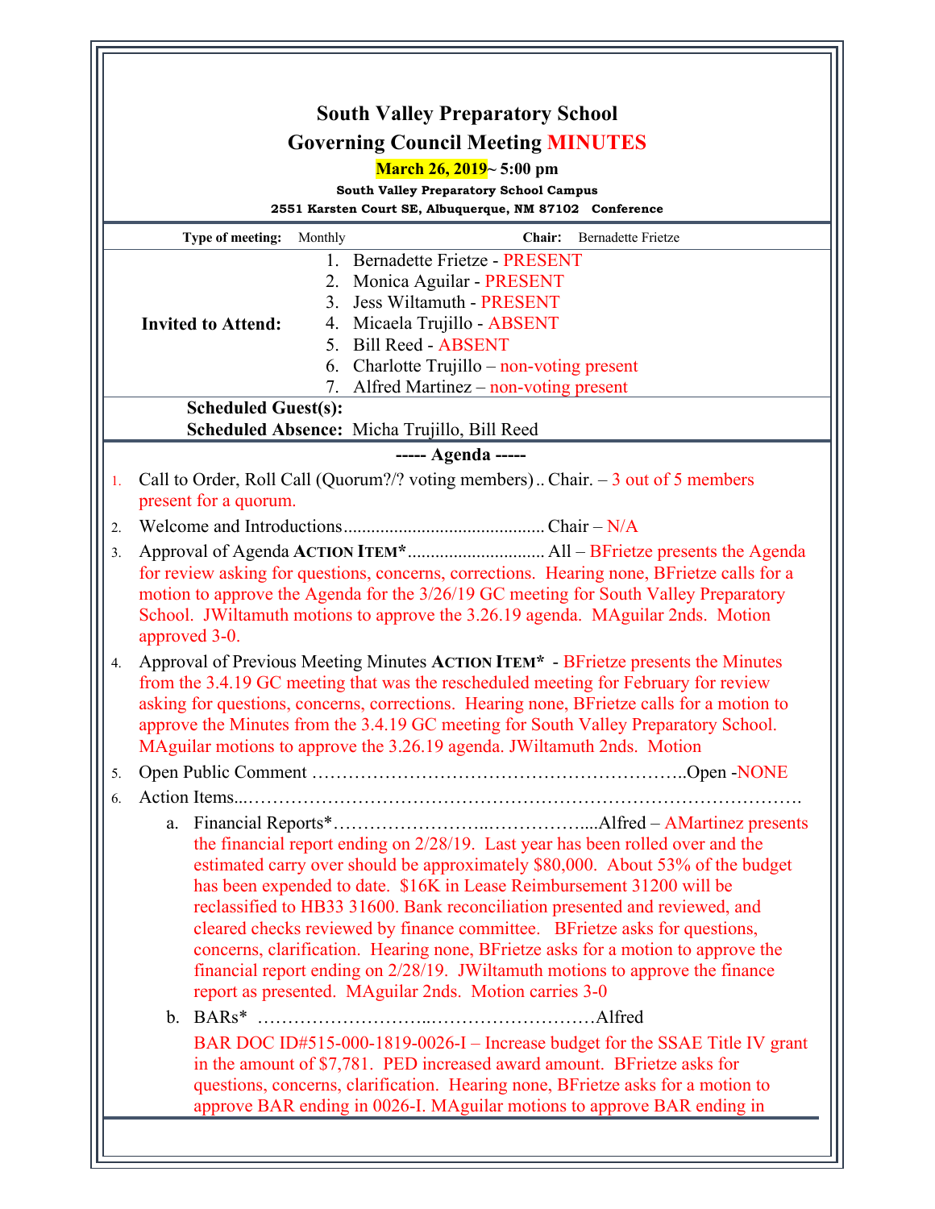# South Valley Preparatory School

## Governing Council Meeting MINUTES

**March 26, 2019~ 5:00 pm**

**South Valley Preparatory School Campus**

**2551 Karsten Court SE, Albuquerque, NM 87102 Conference**

| **Type of meeting:** Monthly | **Chair:** Bernadette Frietze |
|---|---|

**Invited to Attend:**

1. Bernadette Frietze - PRESENT
2. Monica Aguilar - PRESENT
3. Jess Wiltamuth - PRESENT
4. Micaela Trujillo - ABSENT
5. Bill Reed - ABSENT
6. Charlotte Trujillo – non-voting present
7. Alfred Martinez – non-voting present

**Scheduled Guest(s):**

**Scheduled Absence:** Micha Trujillo, Bill Reed

**----- Agenda -----**

1. Call to Order, Roll Call (Quorum?/? voting members) .. Chair. – 3 out of 5 members present for a quorum.
2. Welcome and Introductions........................................... Chair – N/A
3. Approval of Agenda **ACTION ITEM\***............................. All – BFrietze presents the Agenda for review asking for questions, concerns, corrections. Hearing none, BFrietze calls for a motion to approve the Agenda for the 3/26/19 GC meeting for South Valley Preparatory School. JWiltamuth motions to approve the 3.26.19 agenda. MAguilar 2nds. Motion approved 3-0.
4. Approval of Previous Meeting Minutes **ACTION ITEM\*** - BFrietze presents the Minutes from the 3.4.19 GC meeting that was the rescheduled meeting for February for review asking for questions, concerns, corrections. Hearing none, BFrietze calls for a motion to approve the Minutes from the 3.4.19 GC meeting for South Valley Preparatory School. MAguilar motions to approve the 3.26.19 agenda. JWiltamuth 2nds. Motion
5. Open Public Comment …………………………………………………..Open -NONE
6. Action Items...………………………………………………………………………….
   a. Financial Reports\*……………………..……………....Alfred – AMartinez presents the financial report ending on 2/28/19. Last year has been rolled over and the estimated carry over should be approximately $80,000. About 53% of the budget has been expended to date. $16K in Lease Reimbursement 31200 will be reclassified to HB33 31600. Bank reconciliation presented and reviewed, and cleared checks reviewed by finance committee. BFrietze asks for questions, concerns, clarification. Hearing none, BFrietze asks for a motion to approve the financial report ending on 2/28/19. JWiltamuth motions to approve the finance report as presented. MAguilar 2nds. Motion carries 3-0
   b. BARs\* ……………………..………………………Alfred

      BAR DOC ID#515-000-1819-0026-I – Increase budget for the SSAE Title IV grant in the amount of $7,781. PED increased award amount. BFrietze asks for questions, concerns, clarification. Hearing none, BFrietze asks for a motion to approve BAR ending in 0026-I. MAguilar motions to approve BAR ending in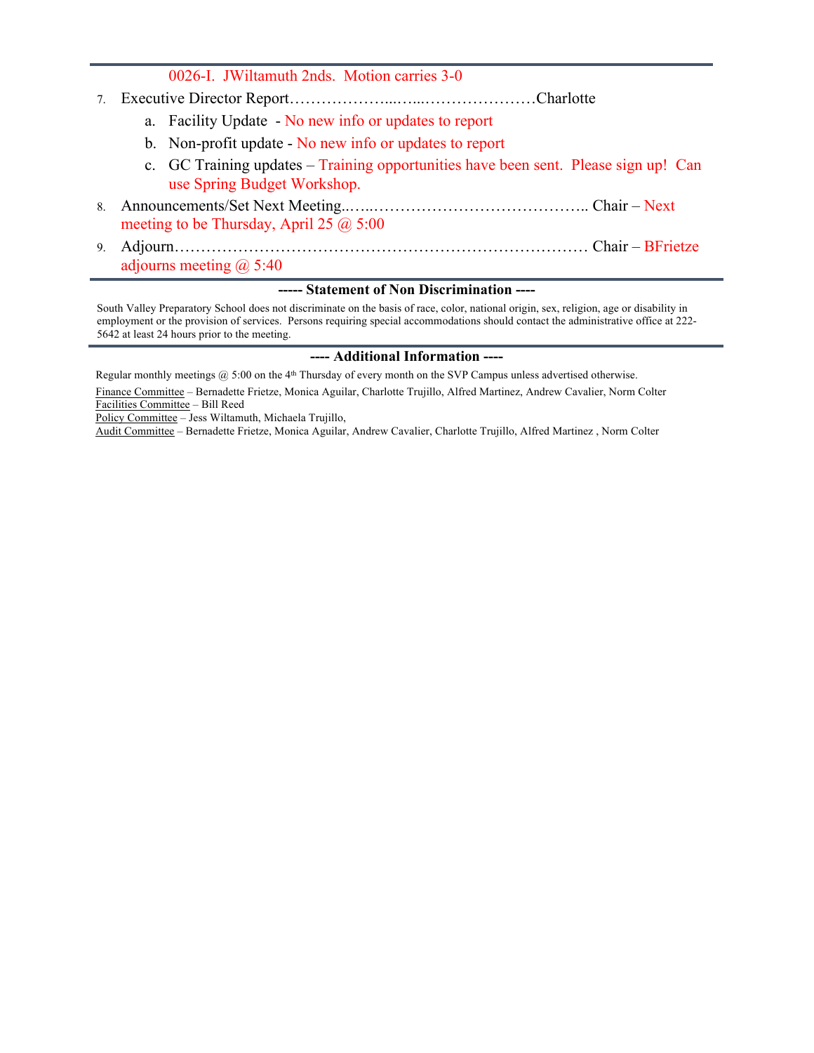0026-I. JWiltamuth 2nds. Motion carries 3-0

7. Executive Director Report……………….....…...…………………Charlotte
   a. Facility Update - No new info or updates to report
   b. Non-profit update - No new info or updates to report
   c. GC Training updates – Training opportunities have been sent. Please sign up! Can use Spring Budget Workshop.
8. Announcements/Set Next Meeting..…..………………………………….. Chair – Next meeting to be Thursday, April 25 @ 5:00
9. Adjourn………………………………………………………………… Chair – BFrietze adjourns meeting @ 5:40

**----- Statement of Non Discrimination ----**

South Valley Preparatory School does not discriminate on the basis of race, color, national origin, sex, religion, age or disability in employment or the provision of services. Persons requiring special accommodations should contact the administrative office at 222-5642 at least 24 hours prior to the meeting.

**---- Additional Information ----**

Regular monthly meetings @ 5:00 on the 4th Thursday of every month on the SVP Campus unless advertised otherwise.

Finance Committee – Bernadette Frietze, Monica Aguilar, Charlotte Trujillo, Alfred Martinez, Andrew Cavalier, Norm Colter
Facilities Committee – Bill Reed
Policy Committee – Jess Wiltamuth, Michaela Trujillo,
Audit Committee – Bernadette Frietze, Monica Aguilar, Andrew Cavalier, Charlotte Trujillo, Alfred Martinez , Norm Colter